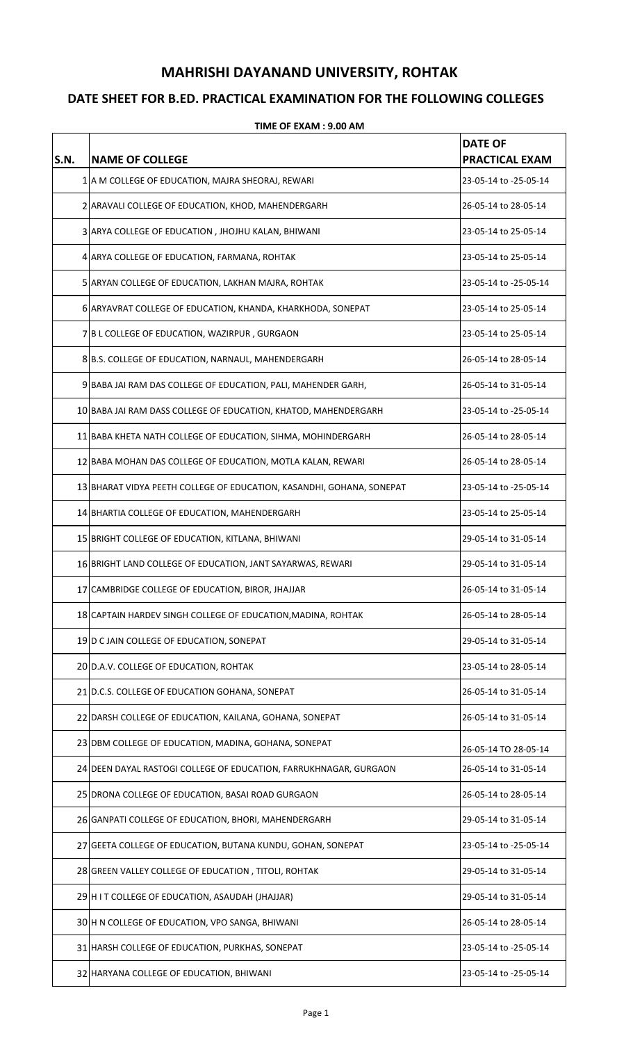# MAHRISHI DAYANAND UNIVERSITY, ROHTAK

## DATE SHEET FOR B.ED. PRACTICAL EXAMINATION FOR THE FOLLOWING COLLEGES

**TIME OF EXAM : 9.00 AM**

| S.N. | NAME OF COLLEGE | DATE OF PRACTICAL EXAM |
|---|---|---|
| 1 | A M COLLEGE OF EDUCATION, MAJRA SHEORAJ, REWARI | 23-05-14 to -25-05-14 |
| 2 | ARAVALI COLLEGE OF EDUCATION, KHOD, MAHENDERGARH | 26-05-14 to 28-05-14 |
| 3 | ARYA COLLEGE OF EDUCATION , JHOJHU KALAN, BHIWANI | 23-05-14 to 25-05-14 |
| 4 | ARYA COLLEGE OF EDUCATION, FARMANA, ROHTAK | 23-05-14 to 25-05-14 |
| 5 | ARYAN COLLEGE OF EDUCATION, LAKHAN MAJRA, ROHTAK | 23-05-14 to -25-05-14 |
| 6 | ARYAVRAT COLLEGE OF EDUCATION, KHANDA, KHARKHODA, SONEPAT | 23-05-14 to 25-05-14 |
| 7 | B L COLLEGE OF EDUCATION, WAZIRPUR , GURGAON | 23-05-14 to 25-05-14 |
| 8 | B.S. COLLEGE OF EDUCATION, NARNAUL, MAHENDERGARH | 26-05-14 to 28-05-14 |
| 9 | BABA JAI RAM DAS COLLEGE OF EDUCATION, PALI, MAHENDER GARH, | 26-05-14 to 31-05-14 |
| 10 | BABA JAI RAM DASS COLLEGE OF EDUCATION, KHATOD, MAHENDERGARH | 23-05-14 to -25-05-14 |
| 11 | BABA KHETA NATH COLLEGE OF EDUCATION, SIHMA, MOHINDERGARH | 26-05-14 to 28-05-14 |
| 12 | BABA MOHAN DAS COLLEGE OF EDUCATION, MOTLA KALAN, REWARI | 26-05-14 to 28-05-14 |
| 13 | BHARAT VIDYA PEETH COLLEGE OF EDUCATION, KASANDHI, GOHANA, SONEPAT | 23-05-14 to -25-05-14 |
| 14 | BHARTIA COLLEGE OF EDUCATION, MAHENDERGARH | 23-05-14 to 25-05-14 |
| 15 | BRIGHT COLLEGE OF EDUCATION, KITLANA, BHIWANI | 29-05-14 to 31-05-14 |
| 16 | BRIGHT LAND COLLEGE OF EDUCATION, JANT SAYARWAS, REWARI | 29-05-14 to 31-05-14 |
| 17 | CAMBRIDGE COLLEGE OF EDUCATION, BIROR, JHAJJAR | 26-05-14 to 31-05-14 |
| 18 | CAPTAIN HARDEV SINGH COLLEGE OF EDUCATION,MADINA, ROHTAK | 26-05-14 to 28-05-14 |
| 19 | D C JAIN COLLEGE OF EDUCATION, SONEPAT | 29-05-14 to 31-05-14 |
| 20 | D.A.V. COLLEGE OF EDUCATION, ROHTAK | 23-05-14 to 28-05-14 |
| 21 | D.C.S. COLLEGE OF EDUCATION GOHANA, SONEPAT | 26-05-14 to 31-05-14 |
| 22 | DARSH COLLEGE OF EDUCATION, KAILANA, GOHANA, SONEPAT | 26-05-14 to 31-05-14 |
| 23 | DBM COLLEGE OF EDUCATION, MADINA, GOHANA, SONEPAT | 26-05-14 TO 28-05-14 |
| 24 | DEEN DAYAL RASTOGI COLLEGE OF EDUCATION, FARRUKHNAGAR, GURGAON | 26-05-14 to 31-05-14 |
| 25 | DRONA COLLEGE OF EDUCATION, BASAI ROAD GURGAON | 26-05-14 to 28-05-14 |
| 26 | GANPATI COLLEGE OF EDUCATION, BHORI, MAHENDERGARH | 29-05-14 to 31-05-14 |
| 27 | GEETA COLLEGE OF EDUCATION, BUTANA KUNDU, GOHAN, SONEPAT | 23-05-14 to -25-05-14 |
| 28 | GREEN VALLEY COLLEGE OF EDUCATION , TITOLI, ROHTAK | 29-05-14 to 31-05-14 |
| 29 | H I T COLLEGE OF EDUCATION, ASAUDAH (JHAJJAR) | 29-05-14 to 31-05-14 |
| 30 | H N COLLEGE OF EDUCATION, VPO SANGA, BHIWANI | 26-05-14 to 28-05-14 |
| 31 | HARSH COLLEGE OF EDUCATION, PURKHAS, SONEPAT | 23-05-14 to -25-05-14 |
| 32 | HARYANA COLLEGE OF EDUCATION, BHIWANI | 23-05-14 to -25-05-14 |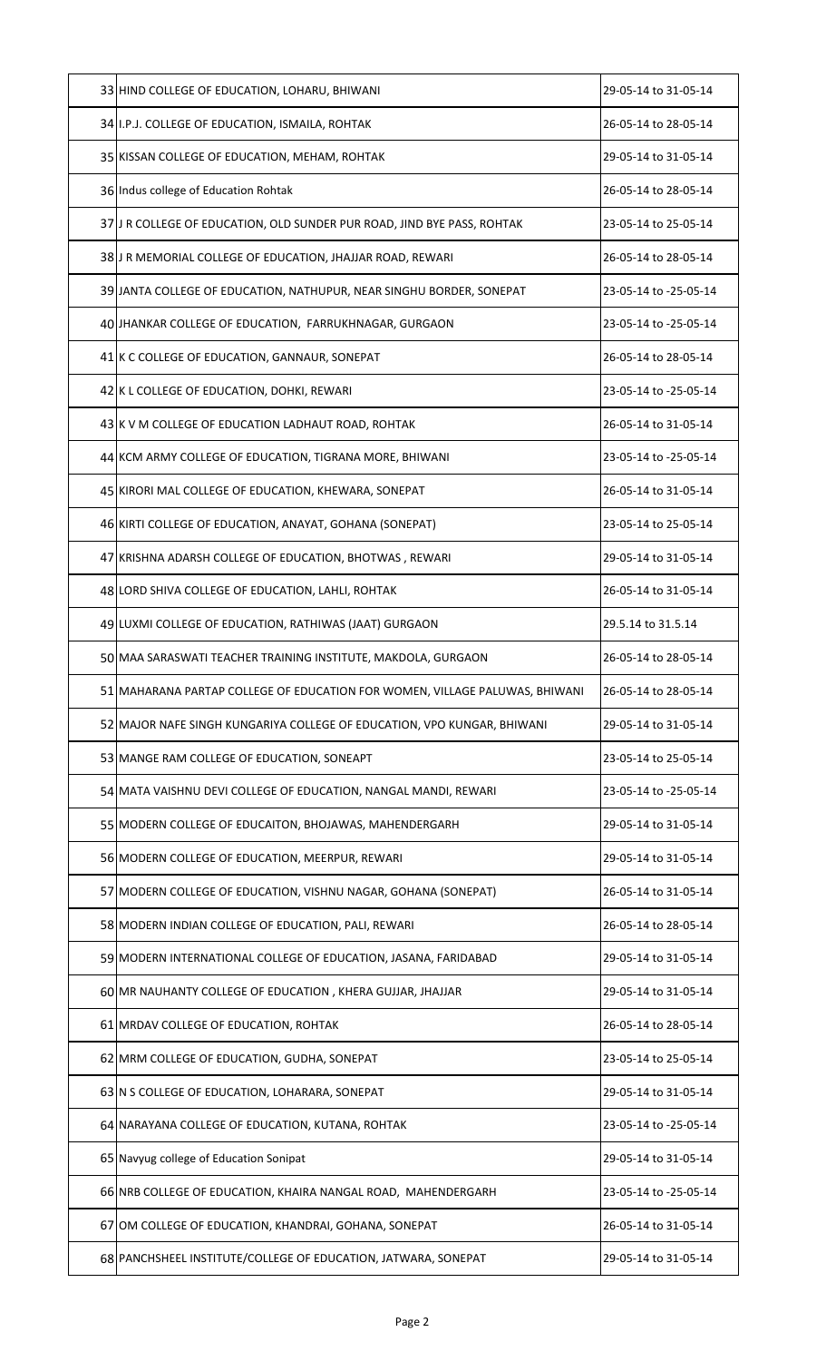| | | |
|---|---|---|
| 33 | HIND COLLEGE OF EDUCATION, LOHARU, BHIWANI | 29-05-14 to 31-05-14 |
| 34 | I.P.J. COLLEGE OF EDUCATION, ISMAILA, ROHTAK | 26-05-14 to 28-05-14 |
| 35 | KISSAN COLLEGE OF EDUCATION, MEHAM, ROHTAK | 29-05-14 to 31-05-14 |
| 36 | Indus college of Education Rohtak | 26-05-14 to 28-05-14 |
| 37 | J R COLLEGE OF EDUCATION, OLD SUNDER PUR ROAD, JIND BYE PASS, ROHTAK | 23-05-14 to 25-05-14 |
| 38 | J R MEMORIAL COLLEGE OF EDUCATION, JHAJJAR ROAD, REWARI | 26-05-14 to 28-05-14 |
| 39 | JANTA COLLEGE OF EDUCATION, NATHUPUR, NEAR SINGHU BORDER, SONEPAT | 23-05-14 to -25-05-14 |
| 40 | JHANKAR COLLEGE OF EDUCATION, FARRUKHNAGAR, GURGAON | 23-05-14 to -25-05-14 |
| 41 | K C COLLEGE OF EDUCATION, GANNAUR, SONEPAT | 26-05-14 to 28-05-14 |
| 42 | K L COLLEGE OF EDUCATION, DOHKI, REWARI | 23-05-14 to -25-05-14 |
| 43 | K V M COLLEGE OF EDUCATION LADHAUT ROAD, ROHTAK | 26-05-14 to 31-05-14 |
| 44 | KCM ARMY COLLEGE OF EDUCATION, TIGRANA MORE, BHIWANI | 23-05-14 to -25-05-14 |
| 45 | KIRORI MAL COLLEGE OF EDUCATION, KHEWARA, SONEPAT | 26-05-14 to 31-05-14 |
| 46 | KIRTI COLLEGE OF EDUCATION, ANAYAT, GOHANA (SONEPAT) | 23-05-14 to 25-05-14 |
| 47 | KRISHNA ADARSH COLLEGE OF EDUCATION, BHOTWAS , REWARI | 29-05-14 to 31-05-14 |
| 48 | LORD SHIVA COLLEGE OF EDUCATION, LAHLI, ROHTAK | 26-05-14 to 31-05-14 |
| 49 | LUXMI COLLEGE OF EDUCATION, RATHIWAS (JAAT) GURGAON | 29.5.14 to 31.5.14 |
| 50 | MAA SARASWATI TEACHER TRAINING INSTITUTE, MAKDOLA, GURGAON | 26-05-14 to 28-05-14 |
| 51 | MAHARANA PARTAP COLLEGE OF EDUCATION FOR WOMEN, VILLAGE PALUWAS, BHIWANI | 26-05-14 to 28-05-14 |
| 52 | MAJOR NAFE SINGH KUNGARIYA COLLEGE OF EDUCATION, VPO KUNGAR, BHIWANI | 29-05-14 to 31-05-14 |
| 53 | MANGE RAM COLLEGE OF EDUCATION, SONEAPT | 23-05-14 to 25-05-14 |
| 54 | MATA VAISHNU DEVI COLLEGE OF EDUCATION, NANGAL MANDI, REWARI | 23-05-14 to -25-05-14 |
| 55 | MODERN COLLEGE OF EDUCAITON, BHOJAWAS, MAHENDERGARH | 29-05-14 to 31-05-14 |
| 56 | MODERN COLLEGE OF EDUCATION, MEERPUR, REWARI | 29-05-14 to 31-05-14 |
| 57 | MODERN COLLEGE OF EDUCATION, VISHNU NAGAR, GOHANA (SONEPAT) | 26-05-14 to 31-05-14 |
| 58 | MODERN INDIAN COLLEGE OF EDUCATION, PALI, REWARI | 26-05-14 to 28-05-14 |
| 59 | MODERN INTERNATIONAL COLLEGE OF EDUCATION, JASANA, FARIDABAD | 29-05-14 to 31-05-14 |
| 60 | MR NAUHANTY COLLEGE OF EDUCATION , KHERA GUJJAR, JHAJJAR | 29-05-14 to 31-05-14 |
| 61 | MRDAV COLLEGE OF EDUCATION, ROHTAK | 26-05-14 to 28-05-14 |
| 62 | MRM COLLEGE OF EDUCATION, GUDHA, SONEPAT | 23-05-14 to 25-05-14 |
| 63 | N S COLLEGE OF EDUCATION, LOHARARA, SONEPAT | 29-05-14 to 31-05-14 |
| 64 | NARAYANA COLLEGE OF EDUCATION, KUTANA, ROHTAK | 23-05-14 to -25-05-14 |
| 65 | Navyug college of Education Sonipat | 29-05-14 to 31-05-14 |
| 66 | NRB COLLEGE OF EDUCATION, KHAIRA NANGAL ROAD, MAHENDERGARH | 23-05-14 to -25-05-14 |
| 67 | OM COLLEGE OF EDUCATION, KHANDRAI, GOHANA, SONEPAT | 26-05-14 to 31-05-14 |
| 68 | PANCHSHEEL INSTITUTE/COLLEGE OF EDUCATION, JATWARA, SONEPAT | 29-05-14 to 31-05-14 |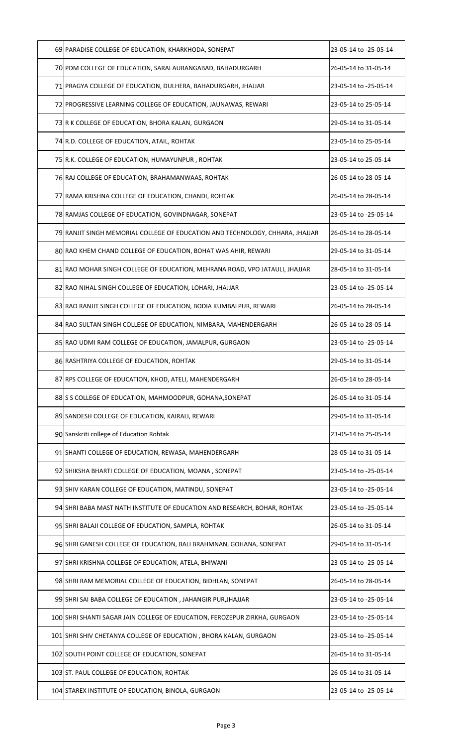| | | |
|---|---|---|
| 69 | PARADISE COLLEGE OF EDUCATION, KHARKHODA, SONEPAT | 23-05-14 to -25-05-14 |
| 70 | PDM COLLEGE OF EDUCATION, SARAI AURANGABAD, BAHADURGARH | 26-05-14 to 31-05-14 |
| 71 | PRAGYA COLLEGE OF EDUCATION, DULHERA, BAHADURGARH, JHAJJAR | 23-05-14 to -25-05-14 |
| 72 | PROGRESSIVE LEARNING COLLEGE OF EDUCATION, JAUNAWAS, REWARI | 23-05-14 to 25-05-14 |
| 73 | R K COLLEGE OF EDUCATION, BHORA KALAN, GURGAON | 29-05-14 to 31-05-14 |
| 74 | R.D. COLLEGE OF EDUCATION, ATAIL, ROHTAK | 23-05-14 to 25-05-14 |
| 75 | R.K. COLLEGE OF EDUCATION, HUMAYUNPUR , ROHTAK | 23-05-14 to 25-05-14 |
| 76 | RAJ COLLEGE OF EDUCATION, BRAHAMANWAAS, ROHTAK | 26-05-14 to 28-05-14 |
| 77 | RAMA KRISHNA COLLEGE OF EDUCATION, CHANDI, ROHTAK | 26-05-14 to 28-05-14 |
| 78 | RAMJAS COLLEGE OF EDUCATION, GOVINDNAGAR, SONEPAT | 23-05-14 to -25-05-14 |
| 79 | RANJIT SINGH MEMORIAL COLLEGE OF EDUCATION AND TECHNOLOGY, CHHARA, JHAJJAR | 26-05-14 to 28-05-14 |
| 80 | RAO KHEM CHAND COLLEGE OF EDUCATION, BOHAT WAS AHIR, REWARI | 29-05-14 to 31-05-14 |
| 81 | RAO MOHAR SINGH COLLEGE OF EDUCATION, MEHRANA ROAD, VPO JATAULI, JHAJJAR | 28-05-14 to 31-05-14 |
| 82 | RAO NIHAL SINGH COLLEGE OF EDUCATION, LOHARI, JHAJJAR | 23-05-14 to -25-05-14 |
| 83 | RAO RANJIT SINGH COLLEGE OF EDUCATION, BODIA KUMBALPUR, REWARI | 26-05-14 to 28-05-14 |
| 84 | RAO SULTAN SINGH COLLEGE OF EDUCATION, NIMBARA, MAHENDERGARH | 26-05-14 to 28-05-14 |
| 85 | RAO UDMI RAM COLLEGE OF EDUCATION, JAMALPUR, GURGAON | 23-05-14 to -25-05-14 |
| 86 | RASHTRIYA COLLEGE OF EDUCATION, ROHTAK | 29-05-14 to 31-05-14 |
| 87 | RPS COLLEGE OF EDUCATION, KHOD, ATELI, MAHENDERGARH | 26-05-14 to 28-05-14 |
| 88 | S S COLLEGE OF EDUCATION, MAHMOODPUR, GOHANA,SONEPAT | 26-05-14 to 31-05-14 |
| 89 | SANDESH COLLEGE OF EDUCATION, KAIRALI, REWARI | 29-05-14 to 31-05-14 |
| 90 | Sanskriti college of Education Rohtak | 23-05-14 to 25-05-14 |
| 91 | SHANTI COLLEGE OF EDUCATION, REWASA, MAHENDERGARH | 28-05-14 to 31-05-14 |
| 92 | SHIKSHA BHARTI COLLEGE OF EDUCATION, MOANA , SONEPAT | 23-05-14 to -25-05-14 |
| 93 | SHIV KARAN COLLEGE OF EDUCATION, MATINDU, SONEPAT | 23-05-14 to -25-05-14 |
| 94 | SHRI BABA MAST NATH INSTITUTE OF EDUCATION AND RESEARCH, BOHAR, ROHTAK | 23-05-14 to -25-05-14 |
| 95 | SHRI BALAJI COLLEGE OF EDUCATION, SAMPLA, ROHTAK | 26-05-14 to 31-05-14 |
| 96 | SHRI GANESH COLLEGE OF EDUCATION, BALI BRAHMNAN, GOHANA, SONEPAT | 29-05-14 to 31-05-14 |
| 97 | SHRI KRISHNA COLLEGE OF EDUCATION, ATELA, BHIWANI | 23-05-14 to -25-05-14 |
| 98 | SHRI RAM MEMORIAL COLLEGE OF EDUCATION, BIDHLAN, SONEPAT | 26-05-14 to 28-05-14 |
| 99 | SHRI SAI BABA COLLEGE OF EDUCATION , JAHANGIR PUR,JHAJJAR | 23-05-14 to -25-05-14 |
| 100 | SHRI SHANTI SAGAR JAIN COLLEGE OF EDUCATION, FEROZEPUR ZIRKHA, GURGAON | 23-05-14 to -25-05-14 |
| 101 | SHRI SHIV CHETANYA COLLEGE OF EDUCATION , BHORA KALAN, GURGAON | 23-05-14 to -25-05-14 |
| 102 | SOUTH POINT COLLEGE OF EDUCATION, SONEPAT | 26-05-14 to 31-05-14 |
| 103 | ST. PAUL COLLEGE OF EDUCATION, ROHTAK | 26-05-14 to 31-05-14 |
| 104 | STAREX INSTITUTE OF EDUCATION, BINOLA, GURGAON | 23-05-14 to -25-05-14 |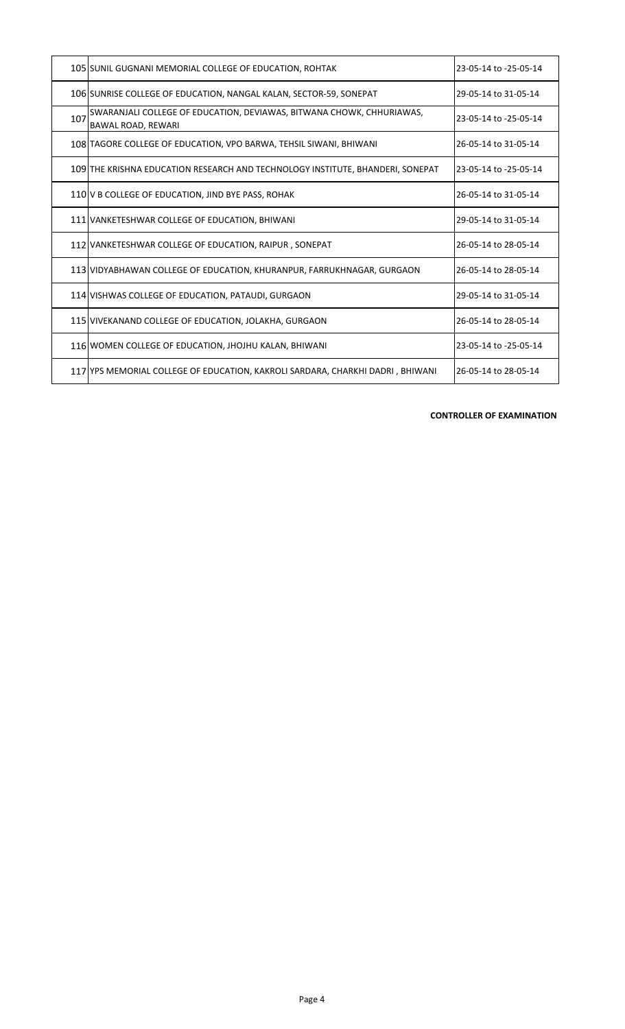| | | |
|---|---|---|
| 105 | SUNIL GUGNANI MEMORIAL COLLEGE OF EDUCATION, ROHTAK | 23-05-14 to -25-05-14 |
| 106 | SUNRISE COLLEGE OF EDUCATION, NANGAL KALAN, SECTOR-59, SONEPAT | 29-05-14 to 31-05-14 |
| 107 | SWARANJALI COLLEGE OF EDUCATION, DEVIAWAS, BITWANA CHOWK, CHHURIAWAS, BAWAL ROAD, REWARI | 23-05-14 to -25-05-14 |
| 108 | TAGORE COLLEGE OF EDUCATION, VPO BARWA, TEHSIL SIWANI, BHIWANI | 26-05-14 to 31-05-14 |
| 109 | THE KRISHNA EDUCATION RESEARCH AND TECHNOLOGY INSTITUTE, BHANDERI, SONEPAT | 23-05-14 to -25-05-14 |
| 110 | V B COLLEGE OF EDUCATION, JIND BYE PASS, ROHAK | 26-05-14 to 31-05-14 |
| 111 | VANKETESHWAR COLLEGE OF EDUCATION, BHIWANI | 29-05-14 to 31-05-14 |
| 112 | VANKETESHWAR COLLEGE OF EDUCATION, RAIPUR , SONEPAT | 26-05-14 to 28-05-14 |
| 113 | VIDYABHAWAN COLLEGE OF EDUCATION, KHURANPUR, FARRUKHNAGAR, GURGAON | 26-05-14 to 28-05-14 |
| 114 | VISHWAS COLLEGE OF EDUCATION, PATAUDI, GURGAON | 29-05-14 to 31-05-14 |
| 115 | VIVEKANAND COLLEGE OF EDUCATION, JOLAKHA, GURGAON | 26-05-14 to 28-05-14 |
| 116 | WOMEN COLLEGE OF EDUCATION, JHOJHU KALAN, BHIWANI | 23-05-14 to -25-05-14 |
| 117 | YPS MEMORIAL COLLEGE OF EDUCATION, KAKROLI SARDARA, CHARKHI DADRI , BHIWANI | 26-05-14 to 28-05-14 |

**CONTROLLER OF EXAMINATION**